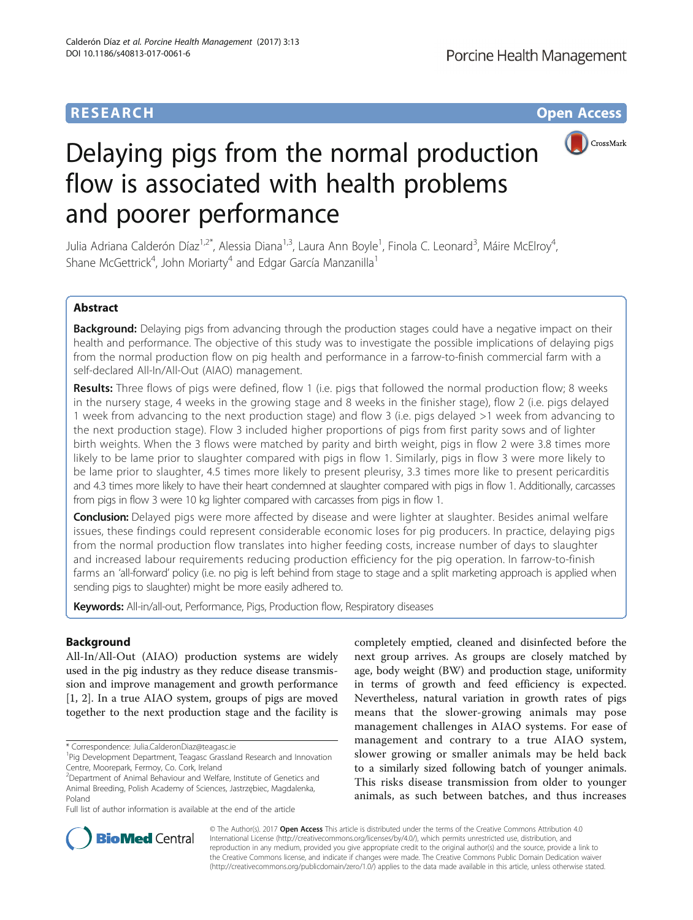RESEARCH Open Access

# Delaying pigs from the normal production flow is associated with health problems and poorer performance

Julia Adriana Calderón Díaz[1,2*], Alessia Diana[1,3], Laura Ann Boyle[1], Finola C. Leonard[3], Máire McElroy[4], Shane McGettrick[4], John Moriarty[4] and Edgar García Manzanilla[1]

## Abstract

**Background:** Delaying pigs from advancing through the production stages could have a negative impact on their health and performance. The objective of this study was to investigate the possible implications of delaying pigs from the normal production flow on pig health and performance in a farrow-to-finish commercial farm with a self-declared All-In/All-Out (AIAO) management.

**Results:** Three flows of pigs were defined, flow 1 (i.e. pigs that followed the normal production flow; 8 weeks in the nursery stage, 4 weeks in the growing stage and 8 weeks in the finisher stage), flow 2 (i.e. pigs delayed 1 week from advancing to the next production stage) and flow 3 (i.e. pigs delayed >1 week from advancing to the next production stage). Flow 3 included higher proportions of pigs from first parity sows and of lighter birth weights. When the 3 flows were matched by parity and birth weight, pigs in flow 2 were 3.8 times more likely to be lame prior to slaughter compared with pigs in flow 1. Similarly, pigs in flow 3 were more likely to be lame prior to slaughter, 4.5 times more likely to present pleurisy, 3.3 times more like to present pericarditis and 4.3 times more likely to have their heart condemned at slaughter compared with pigs in flow 1. Additionally, carcasses from pigs in flow 3 were 10 kg lighter compared with carcasses from pigs in flow 1.

**Conclusion:** Delayed pigs were more affected by disease and were lighter at slaughter. Besides animal welfare issues, these findings could represent considerable economic loses for pig producers. In practice, delaying pigs from the normal production flow translates into higher feeding costs, increase number of days to slaughter and increased labour requirements reducing production efficiency for the pig operation. In farrow-to-finish farms an 'all-forward' policy (i.e. no pig is left behind from stage to stage and a split marketing approach is applied when sending pigs to slaughter) might be more easily adhered to.

**Keywords:** All-in/all-out, Performance, Pigs, Production flow, Respiratory diseases

## Background

All-In/All-Out (AIAO) production systems are widely used in the pig industry as they reduce disease transmission and improve management and growth performance [1, 2]. In a true AIAO system, groups of pigs are moved together to the next production stage and the facility is completely emptied, cleaned and disinfected before the next group arrives. As groups are closely matched by age, body weight (BW) and production stage, uniformity in terms of growth and feed efficiency is expected. Nevertheless, natural variation in growth rates of pigs means that the slower-growing animals may pose management challenges in AIAO systems. For ease of management and contrary to a true AIAO system, slower growing or smaller animals may be held back to a similarly sized following batch of younger animals. This risks disease transmission from older to younger animals, as such between batches, and thus increases

* Correspondence: Julia.CalderonDiaz@teagasc.ie
[1]Pig Development Department, Teagasc Grassland Research and Innovation Centre, Moorepark, Fermoy, Co. Cork, Ireland
[2]Department of Animal Behaviour and Welfare, Institute of Genetics and Animal Breeding, Polish Academy of Sciences, Jastrzębiec, Magdalenka, Poland
Full list of author information is available at the end of the article

© The Author(s). 2017 **Open Access** This article is distributed under the terms of the Creative Commons Attribution 4.0 International License (http://creativecommons.org/licenses/by/4.0/), which permits unrestricted use, distribution, and reproduction in any medium, provided you give appropriate credit to the original author(s) and the source, provide a link to the Creative Commons license, and indicate if changes were made. The Creative Commons Public Domain Dedication waiver (http://creativecommons.org/publicdomain/zero/1.0/) applies to the data made available in this article, unless otherwise stated.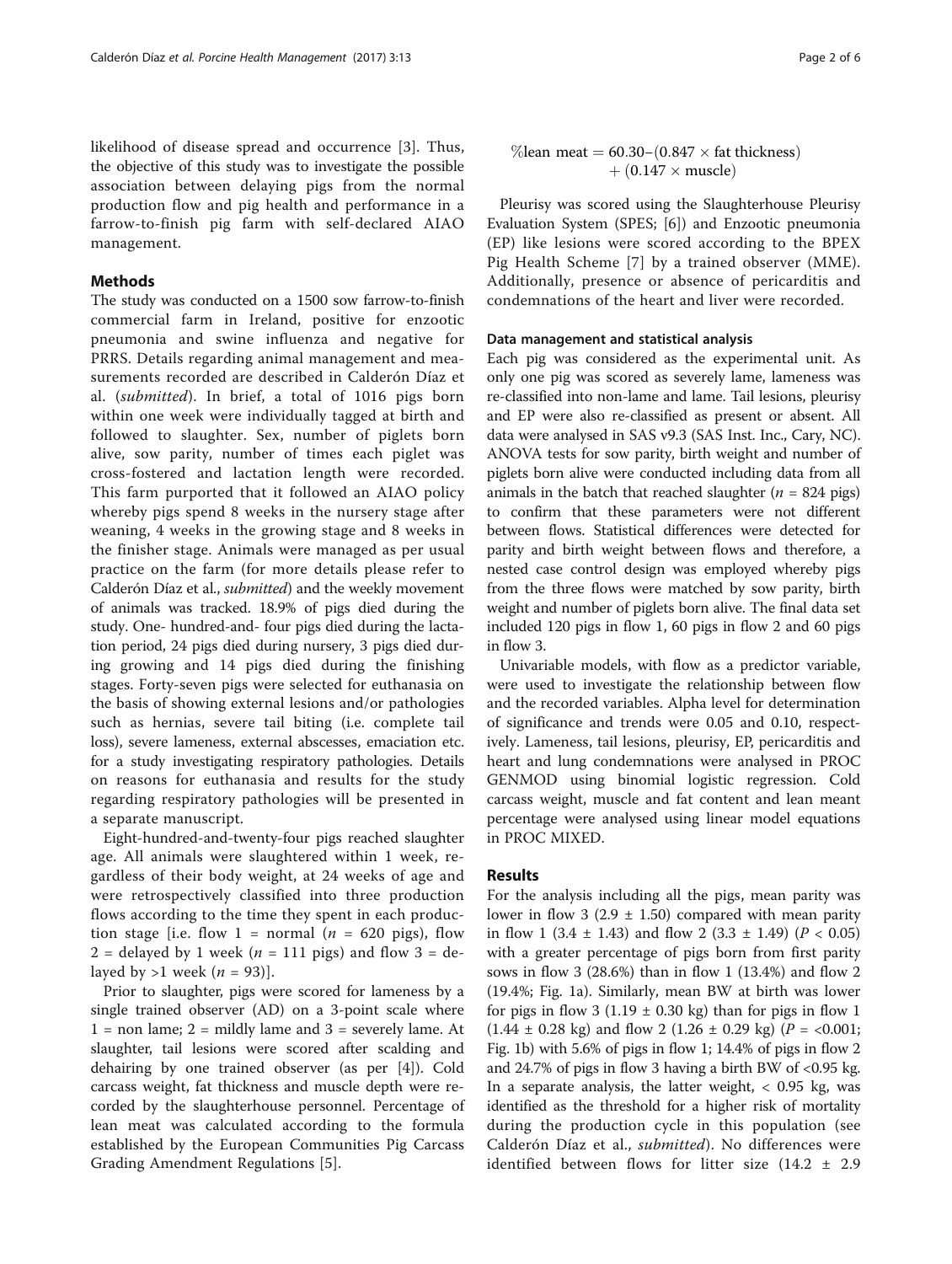likelihood of disease spread and occurrence [3]. Thus, the objective of this study was to investigate the possible association between delaying pigs from the normal production flow and pig health and performance in a farrow-to-finish pig farm with self-declared AIAO management.

## Methods

The study was conducted on a 1500 sow farrow-to-finish commercial farm in Ireland, positive for enzootic pneumonia and swine influenza and negative for PRRS. Details regarding animal management and measurements recorded are described in Calderón Díaz et al. (*submitted*). In brief, a total of 1016 pigs born within one week were individually tagged at birth and followed to slaughter. Sex, number of piglets born alive, sow parity, number of times each piglet was cross-fostered and lactation length were recorded. This farm purported that it followed an AIAO policy whereby pigs spend 8 weeks in the nursery stage after weaning, 4 weeks in the growing stage and 8 weeks in the finisher stage. Animals were managed as per usual practice on the farm (for more details please refer to Calderón Díaz et al., *submitted*) and the weekly movement of animals was tracked. 18.9% of pigs died during the study. One- hundred-and- four pigs died during the lactation period, 24 pigs died during nursery, 3 pigs died during growing and 14 pigs died during the finishing stages. Forty-seven pigs were selected for euthanasia on the basis of showing external lesions and/or pathologies such as hernias, severe tail biting (i.e. complete tail loss), severe lameness, external abscesses, emaciation etc. for a study investigating respiratory pathologies. Details on reasons for euthanasia and results for the study regarding respiratory pathologies will be presented in a separate manuscript.

Eight-hundred-and-twenty-four pigs reached slaughter age. All animals were slaughtered within 1 week, regardless of their body weight, at 24 weeks of age and were retrospectively classified into three production flows according to the time they spent in each production stage [i.e. flow 1 = normal ($n$ = 620 pigs), flow 2 = delayed by 1 week ($n$ = 111 pigs) and flow 3 = delayed by >1 week ($n$ = 93)].

Prior to slaughter, pigs were scored for lameness by a single trained observer (AD) on a 3-point scale where 1 = non lame; 2 = mildly lame and 3 = severely lame. At slaughter, tail lesions were scored after scalding and dehairing by one trained observer (as per [4]). Cold carcass weight, fat thickness and muscle depth were recorded by the slaughterhouse personnel. Percentage of lean meat was calculated according to the formula established by the European Communities Pig Carcass Grading Amendment Regulations [5].

$$\%\text{lean meat} = 60.30 - (0.847 \times \text{fat thickness}) + (0.147 \times \text{muscle})$$

Pleurisy was scored using the Slaughterhouse Pleurisy Evaluation System (SPES; [6]) and Enzootic pneumonia (EP) like lesions were scored according to the BPEX Pig Health Scheme [7] by a trained observer (MME). Additionally, presence or absence of pericarditis and condemnations of the heart and liver were recorded.

### Data management and statistical analysis

Each pig was considered as the experimental unit. As only one pig was scored as severely lame, lameness was re-classified into non-lame and lame. Tail lesions, pleurisy and EP were also re-classified as present or absent. All data were analysed in SAS v9.3 (SAS Inst. Inc., Cary, NC). ANOVA tests for sow parity, birth weight and number of piglets born alive were conducted including data from all animals in the batch that reached slaughter ($n$ = 824 pigs) to confirm that these parameters were not different between flows. Statistical differences were detected for parity and birth weight between flows and therefore, a nested case control design was employed whereby pigs from the three flows were matched by sow parity, birth weight and number of piglets born alive. The final data set included 120 pigs in flow 1, 60 pigs in flow 2 and 60 pigs in flow 3.

Univariable models, with flow as a predictor variable, were used to investigate the relationship between flow and the recorded variables. Alpha level for determination of significance and trends were 0.05 and 0.10, respectively. Lameness, tail lesions, pleurisy, EP, pericarditis and heart and lung condemnations were analysed in PROC GENMOD using binomial logistic regression. Cold carcass weight, muscle and fat content and lean meant percentage were analysed using linear model equations in PROC MIXED.

## Results

For the analysis including all the pigs, mean parity was lower in flow 3 (2.9 ± 1.50) compared with mean parity in flow 1 (3.4 ± 1.43) and flow 2 (3.3 ± 1.49) ($P < 0.05$) with a greater percentage of pigs born from first parity sows in flow 3 (28.6%) than in flow 1 (13.4%) and flow 2 (19.4%; Fig. 1a). Similarly, mean BW at birth was lower for pigs in flow 3 (1.19 ± 0.30 kg) than for pigs in flow 1 (1.44 ± 0.28 kg) and flow 2 (1.26 ± 0.29 kg) ($P$ = <0.001; Fig. 1b) with 5.6% of pigs in flow 1; 14.4% of pigs in flow 2 and 24.7% of pigs in flow 3 having a birth BW of <0.95 kg. In a separate analysis, the latter weight, < 0.95 kg, was identified as the threshold for a higher risk of mortality during the production cycle in this population (see Calderón Díaz et al., *submitted*). No differences were identified between flows for litter size (14.2 ± 2.9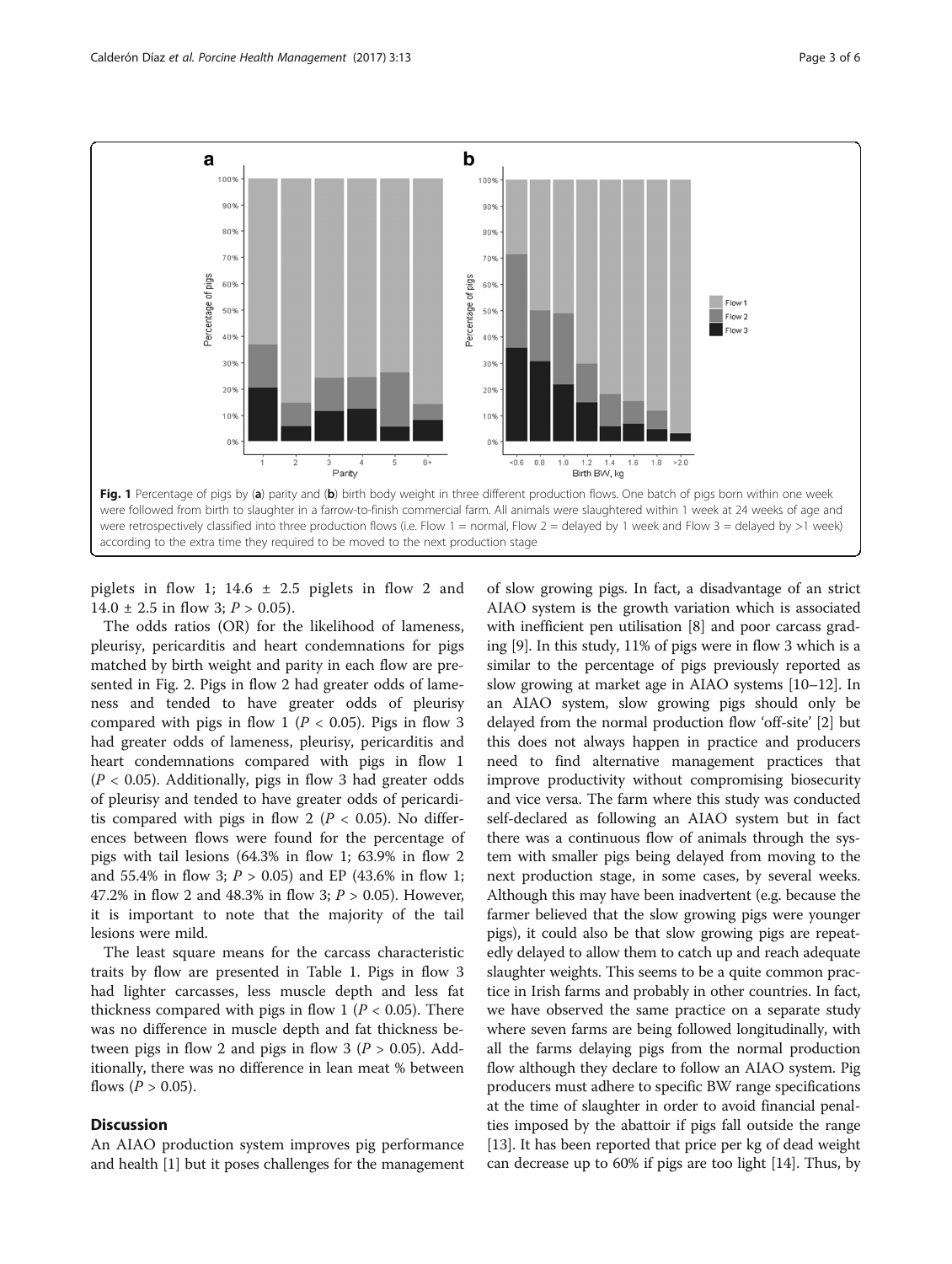**Fig. 1** Percentage of pigs by (**a**) parity and (**b**) birth body weight in three different production flows. One batch of pigs born within one week were followed from birth to slaughter in a farrow-to-finish commercial farm. All animals were slaughtered within 1 week at 24 weeks of age and were retrospectively classified into three production flows (i.e. Flow 1 = normal, Flow 2 = delayed by 1 week and Flow 3 = delayed by >1 week) according to the extra time they required to be moved to the next production stage

piglets in flow 1; 14.6 ± 2.5 piglets in flow 2 and 14.0 ± 2.5 in flow 3; $P > 0.05$).

The odds ratios (OR) for the likelihood of lameness, pleurisy, pericarditis and heart condemnations for pigs matched by birth weight and parity in each flow are presented in Fig. 2. Pigs in flow 2 had greater odds of lameness and tended to have greater odds of pleurisy compared with pigs in flow 1 ($P < 0.05$). Pigs in flow 3 had greater odds of lameness, pleurisy, pericarditis and heart condemnations compared with pigs in flow 1 ($P < 0.05$). Additionally, pigs in flow 3 had greater odds of pleurisy and tended to have greater odds of pericarditis compared with pigs in flow 2 ($P < 0.05$). No differences between flows were found for the percentage of pigs with tail lesions (64.3% in flow 1; 63.9% in flow 2 and 55.4% in flow 3; $P > 0.05$) and EP (43.6% in flow 1; 47.2% in flow 2 and 48.3% in flow 3; $P > 0.05$). However, it is important to note that the majority of the tail lesions were mild.

The least square means for the carcass characteristic traits by flow are presented in Table 1. Pigs in flow 3 had lighter carcasses, less muscle depth and less fat thickness compared with pigs in flow 1 ($P < 0.05$). There was no difference in muscle depth and fat thickness between pigs in flow 2 and pigs in flow 3 ($P > 0.05$). Additionally, there was no difference in lean meat % between flows ($P > 0.05$).

## Discussion

An AIAO production system improves pig performance and health [1] but it poses challenges for the management of slow growing pigs. In fact, a disadvantage of an strict AIAO system is the growth variation which is associated with inefficient pen utilisation [8] and poor carcass grading [9]. In this study, 11% of pigs were in flow 3 which is a similar to the percentage of pigs previously reported as slow growing at market age in AIAO systems [10–12]. In an AIAO system, slow growing pigs should only be delayed from the normal production flow 'off-site' [2] but this does not always happen in practice and producers need to find alternative management practices that improve productivity without compromising biosecurity and vice versa. The farm where this study was conducted self-declared as following an AIAO system but in fact there was a continuous flow of animals through the system with smaller pigs being delayed from moving to the next production stage, in some cases, by several weeks. Although this may have been inadvertent (e.g. because the farmer believed that the slow growing pigs were younger pigs), it could also be that slow growing pigs are repeatedly delayed to allow them to catch up and reach adequate slaughter weights. This seems to be a quite common practice in Irish farms and probably in other countries. In fact, we have observed the same practice on a separate study where seven farms are being followed longitudinally, with all the farms delaying pigs from the normal production flow although they declare to follow an AIAO system. Pig producers must adhere to specific BW range specifications at the time of slaughter in order to avoid financial penalties imposed by the abattoir if pigs fall outside the range [13]. It has been reported that price per kg of dead weight can decrease up to 60% if pigs are too light [14]. Thus, by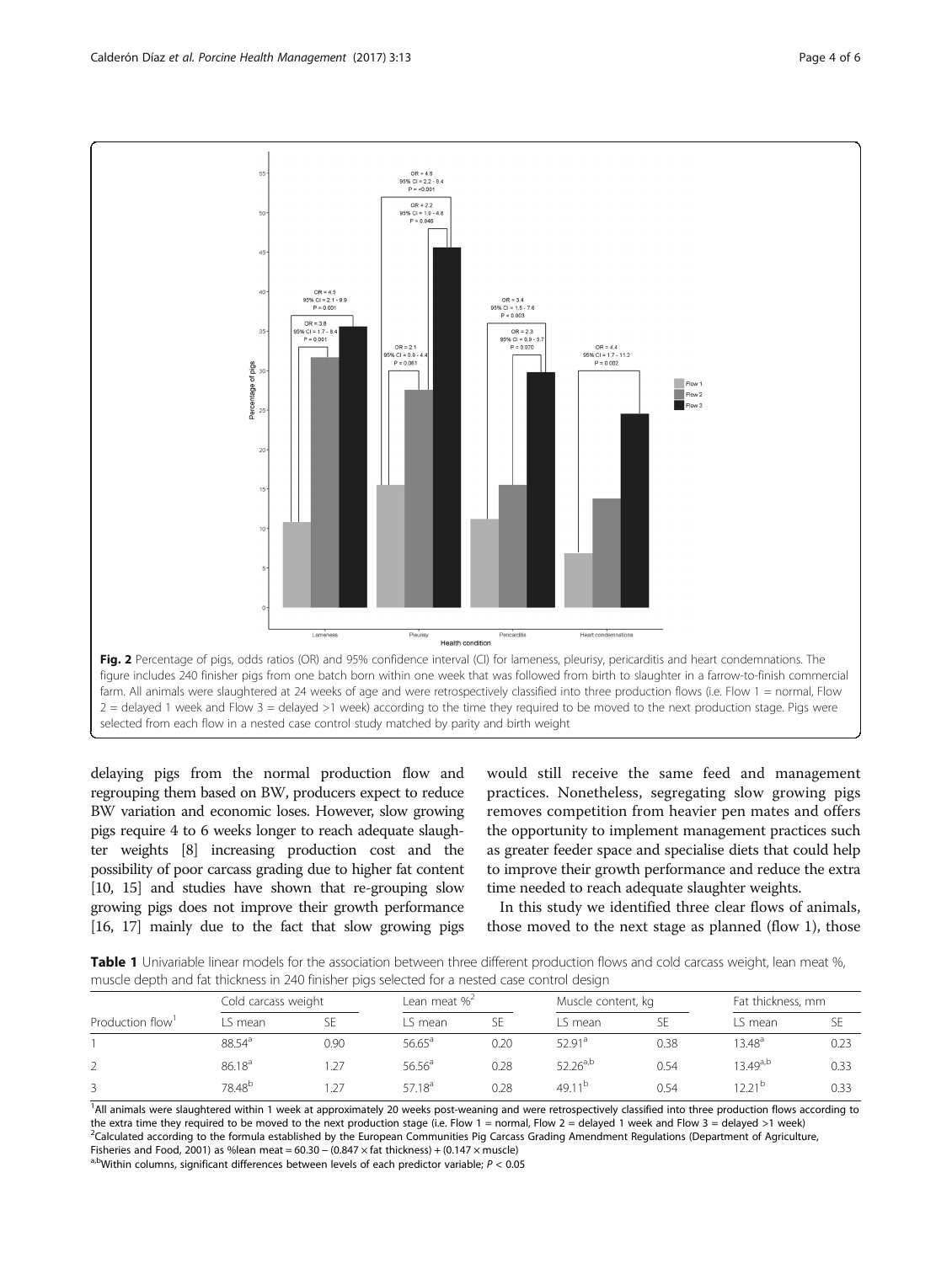**Fig. 2** Percentage of pigs, odds ratios (OR) and 95% confidence interval (CI) for lameness, pleurisy, pericarditis and heart condemnations. The figure includes 240 finisher pigs from one batch born within one week that was followed from birth to slaughter in a farrow-to-finish commercial farm. All animals were slaughtered at 24 weeks of age and were retrospectively classified into three production flows (i.e. Flow 1 = normal, Flow 2 = delayed 1 week and Flow 3 = delayed >1 week) according to the time they required to be moved to the next production stage. Pigs were selected from each flow in a nested case control study matched by parity and birth weight

delaying pigs from the normal production flow and regrouping them based on BW, producers expect to reduce BW variation and economic loses. However, slow growing pigs require 4 to 6 weeks longer to reach adequate slaughter weights [8] increasing production cost and the possibility of poor carcass grading due to higher fat content [10, 15] and studies have shown that re-grouping slow growing pigs does not improve their growth performance [16, 17] mainly due to the fact that slow growing pigs would still receive the same feed and management practices. Nonetheless, segregating slow growing pigs removes competition from heavier pen mates and offers the opportunity to implement management practices such as greater feeder space and specialise diets that could help to improve their growth performance and reduce the extra time needed to reach adequate slaughter weights.

In this study we identified three clear flows of animals, those moved to the next stage as planned (flow 1), those

**Table 1** Univariable linear models for the association between three different production flows and cold carcass weight, lean meat %, muscle depth and fat thickness in 240 finisher pigs selected for a nested case control design

| Production flow[1] | Cold carcass weight | | Lean meat %[2] | | Muscle content, kg | | Fat thickness, mm | |
|---|---|---|---|---|---|---|---|---|
| | LS mean | SE | LS mean | SE | LS mean | SE | LS mean | SE |
| 1 | 88.54[a] | 0.90 | 56.65[a] | 0.20 | 52.91[a] | 0.38 | 13.48[a] | 0.23 |
| 2 | 86.18[a] | 1.27 | 56.56[a] | 0.28 | 52.26[a,b] | 0.54 | 13.49[a,b] | 0.33 |
| 3 | 78.48[b] | 1.27 | 57.18[a] | 0.28 | 49.11[b] | 0.54 | 12.21[b] | 0.33 |

[1]All animals were slaughtered within 1 week at approximately 20 weeks post-weaning and were retrospectively classified into three production flows according to the extra time they required to be moved to the next production stage (i.e. Flow 1 = normal, Flow 2 = delayed 1 week and Flow 3 = delayed >1 week)
[2]Calculated according to the formula established by the European Communities Pig Carcass Grading Amendment Regulations (Department of Agriculture, Fisheries and Food, 2001) as %lean meat = 60.30 – (0.847 × fat thickness) + (0.147 × muscle)
[a,b]Within columns, significant differences between levels of each predictor variable; $P < 0.05$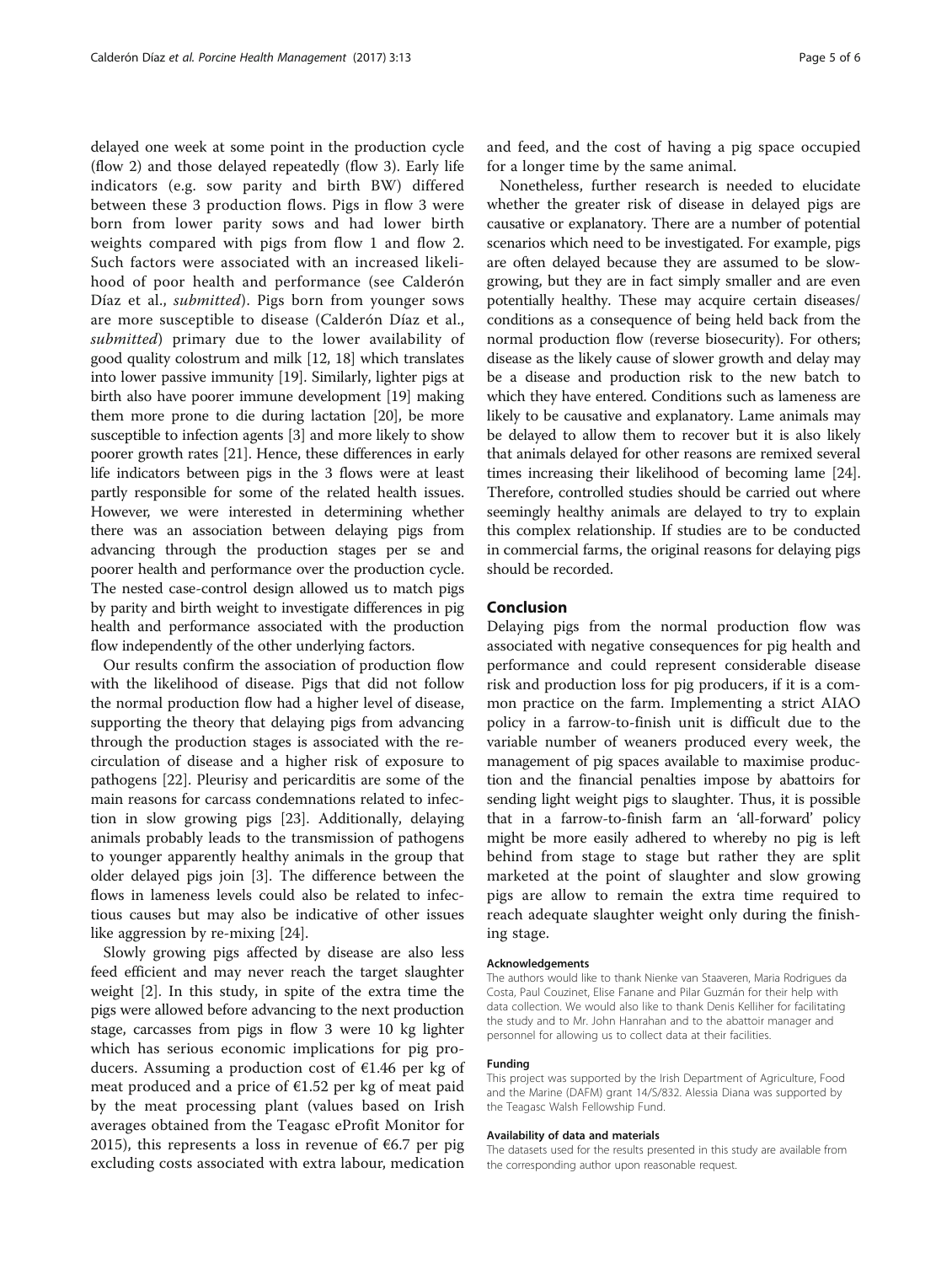delayed one week at some point in the production cycle (flow 2) and those delayed repeatedly (flow 3). Early life indicators (e.g. sow parity and birth BW) differed between these 3 production flows. Pigs in flow 3 were born from lower parity sows and had lower birth weights compared with pigs from flow 1 and flow 2. Such factors were associated with an increased likelihood of poor health and performance (see Calderón Díaz et al., *submitted*). Pigs born from younger sows are more susceptible to disease (Calderón Díaz et al., *submitted*) primary due to the lower availability of good quality colostrum and milk [12, 18] which translates into lower passive immunity [19]. Similarly, lighter pigs at birth also have poorer immune development [19] making them more prone to die during lactation [20], be more susceptible to infection agents [3] and more likely to show poorer growth rates [21]. Hence, these differences in early life indicators between pigs in the 3 flows were at least partly responsible for some of the related health issues. However, we were interested in determining whether there was an association between delaying pigs from advancing through the production stages per se and poorer health and performance over the production cycle. The nested case-control design allowed us to match pigs by parity and birth weight to investigate differences in pig health and performance associated with the production flow independently of the other underlying factors.

Our results confirm the association of production flow with the likelihood of disease. Pigs that did not follow the normal production flow had a higher level of disease, supporting the theory that delaying pigs from advancing through the production stages is associated with the recirculation of disease and a higher risk of exposure to pathogens [22]. Pleurisy and pericarditis are some of the main reasons for carcass condemnations related to infection in slow growing pigs [23]. Additionally, delaying animals probably leads to the transmission of pathogens to younger apparently healthy animals in the group that older delayed pigs join [3]. The difference between the flows in lameness levels could also be related to infectious causes but may also be indicative of other issues like aggression by re-mixing [24].

Slowly growing pigs affected by disease are also less feed efficient and may never reach the target slaughter weight [2]. In this study, in spite of the extra time the pigs were allowed before advancing to the next production stage, carcasses from pigs in flow 3 were 10 kg lighter which has serious economic implications for pig producers. Assuming a production cost of €1.46 per kg of meat produced and a price of €1.52 per kg of meat paid by the meat processing plant (values based on Irish averages obtained from the Teagasc eProfit Monitor for 2015), this represents a loss in revenue of €6.7 per pig excluding costs associated with extra labour, medication and feed, and the cost of having a pig space occupied for a longer time by the same animal.

Nonetheless, further research is needed to elucidate whether the greater risk of disease in delayed pigs are causative or explanatory. There are a number of potential scenarios which need to be investigated. For example, pigs are often delayed because they are assumed to be slow-growing, but they are in fact simply smaller and are even potentially healthy. These may acquire certain diseases/conditions as a consequence of being held back from the normal production flow (reverse biosecurity). For others; disease as the likely cause of slower growth and delay may be a disease and production risk to the new batch to which they have entered. Conditions such as lameness are likely to be causative and explanatory. Lame animals may be delayed to allow them to recover but it is also likely that animals delayed for other reasons are remixed several times increasing their likelihood of becoming lame [24]. Therefore, controlled studies should be carried out where seemingly healthy animals are delayed to try to explain this complex relationship. If studies are to be conducted in commercial farms, the original reasons for delaying pigs should be recorded.

## Conclusion

Delaying pigs from the normal production flow was associated with negative consequences for pig health and performance and could represent considerable disease risk and production loss for pig producers, if it is a common practice on the farm. Implementing a strict AIAO policy in a farrow-to-finish unit is difficult due to the variable number of weaners produced every week, the management of pig spaces available to maximise production and the financial penalties impose by abattoirs for sending light weight pigs to slaughter. Thus, it is possible that in a farrow-to-finish farm an 'all-forward' policy might be more easily adhered to whereby no pig is left behind from stage to stage but rather they are split marketed at the point of slaughter and slow growing pigs are allow to remain the extra time required to reach adequate slaughter weight only during the finishing stage.

#### Acknowledgements

The authors would like to thank Nienke van Staaveren, Maria Rodrigues da Costa, Paul Couzinet, Elise Fanane and Pilar Guzmán for their help with data collection. We would also like to thank Denis Kelliher for facilitating the study and to Mr. John Hanrahan and to the abattoir manager and personnel for allowing us to collect data at their facilities.

#### Funding

This project was supported by the Irish Department of Agriculture, Food and the Marine (DAFM) grant 14/S/832. Alessia Diana was supported by the Teagasc Walsh Fellowship Fund.

#### Availability of data and materials

The datasets used for the results presented in this study are available from the corresponding author upon reasonable request.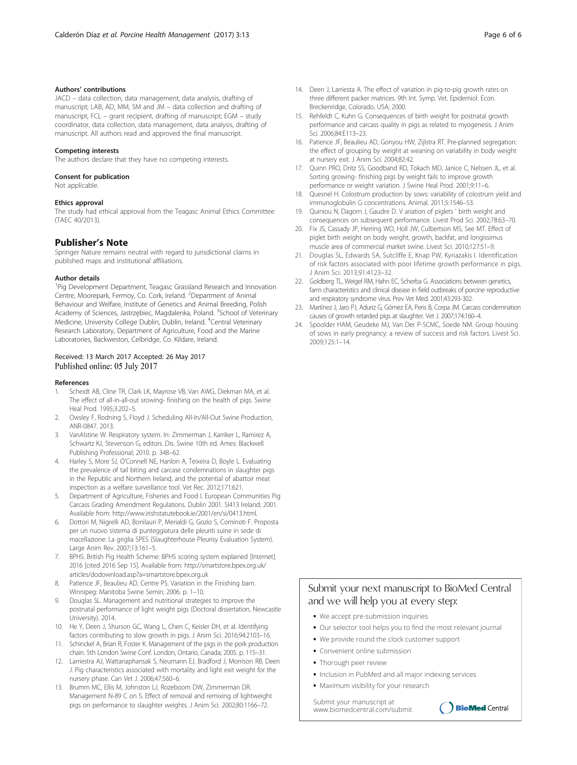#### Authors' contributions

JACD – data collection, data management, data analysis, drafting of manuscript; LAB, AD, MM, SM and JM – data collection and drafting of manuscript, FCL – grant recipient, drafting of manuscript; EGM – study coordinator, data collection, data management, data analysis, drafting of manuscript. All authors read and approved the final manuscript.

#### Competing interests

The authors declare that they have no competing interests.

#### Consent for publication

Not applicable.

#### Ethics approval

The study had ethical approval from the Teagasc Animal Ethics Committee (TAEC 40/2013).

## Publisher's Note

Springer Nature remains neutral with regard to jurisdictional claims in published maps and institutional affiliations.

#### Author details

[1]Pig Development Department, Teagasc Grassland Research and Innovation Centre, Moorepark, Fermoy, Co. Cork, Ireland. [2]Department of Animal Behaviour and Welfare, Institute of Genetics and Animal Breeding, Polish Academy of Sciences, Jastrzębiec, Magdalenka, Poland. [3]School of Veterinary Medicine, University College Dublin, Dublin, Ireland. [4]Central Veterinary Research Laboratory, Department of Agriculture, Food and the Marine Laboratories, Backweston, Celbridge, Co. Kildare, Ireland.

Received: 13 March 2017 Accepted: 26 May 2017
Published online: 05 July 2017

#### References

1. Scheidt AB, Cline TR, Clark LK, Mayrose VB, Van AWG, Diekman MA, et al. The effect of all-in-all-out srowing- finishing on the health of pigs. Swine Heal Prod. 1995;3:202–5.
2. Owsley F, Rodning S, Floyd J. Scheduling All-In/All-Out Swine Production, ANR-0847. 2013.
3. VanAlstine W. Respiratory system. In: Zimmerman J, Karriker L, Ramirez A, Schwartz KJ, Stevenson G, editors. Dis. Swine 10th ed. Ames: Blackwell Publishing Professional; 2010. p. 348–62.
4. Harley S, More SJ, O'Connell NE, Hanlon A, Teixeira D, Boyle L. Evaluating the prevalence of tail biting and carcase condemnations in slaughter pigs in the Republic and Northern Ireland, and the potential of abattoir meat inspection as a welfare surveillance tool. Vet Rec. 2012;171:621.
5. Department of Agriculture, Fisheries and Food I. European Communities Pig Carcass Grading Amendment Regulations. Dublin 2001. SI413 Ireland; 2001. Available from: http://www.irishstatutebook.ie/2001/en/si/0413.html.
6. Dottori M, Nigrelli AD, Bonilauri P, Merialdi G, Gozio S, Cominoti F. Proposta per un nuovo sistema di punteggiatura delle pleuriti suine in sede di macellazione: La griglia SPES (Slaughterhouse Pleurisy Evaluation System). Large Anim Rev. 2007;13:161–5.
7. BPHS. British Pig Health Scheme: BPHS scoring system explained [Internet]. 2016 [cited 2016 Sep 15]. Available from: http://smartstore.bpex.org.uk/articles/dodownload.asp?a=smartstore.bpex.org.uk
8. Patience JF, Beaulieu AD, Centre PS. Variation in the Finishing barn. Winnipeg: Manitoba Swine Semin; 2006. p. 1–10.
9. Douglas SL. Management and nutritional strategies to improve the postnatal performance of light weight pigs (Doctoral dissertation, Newcastle University). 2014.
10. He Y, Deen J, Shurson GC, Wang L, Chen C, Keisler DH, et al. Identifying factors contributing to slow growth in pigs. J Anim Sci. 2016;94:2103–16.
11. Schinckel A, Brian R, Foster K. Management of the pigs in the pork production chain. 5th London Swine Conf. London, Ontario, Canada; 2005. p. 115–31.
12. Larriestra AJ, Wattanaphansak S, Neumann EJ, Bradford J, Morrison RB, Deen J. Pig characteristics associated with mortality and light exit weight for the nursery phase. Can Vet J. 2006;47:560–6.
13. Brumm MC, Ellis M, Johnston LJ, Rozeboom DW, Zimmerman DR. Management N-89 C on S. Effect of removal and remixing of lightweight pigs on performance to slaughter weights. J Anim Sci. 2002;80:1166–72.
14. Deen J, Larriesta A. The effect of variation in pig-to-pig growth rates on three different packer matrices. 9th Int. Symp. Vet. Epidemiol. Econ. Breckenridge, Colorado, USA; 2000.
15. Rehfeldt C, Kuhn G. Consequences of birth weight for postnatal growth performance and carcass quality in pigs as related to myogenesis. J Anim Sci. 2006;84:E113–23.
16. Patience JF, Beaulieu AD, Gonyou HW, Zijlstra RT. Pre-planned segregation: the effect of grouping by weight at weaning on variability in body weight at nursery exit. J Anim Sci. 2004;82:42.
17. Quinn PRO, Dritz SS, Goodband RD, Tokach MD, Janice C, Nelssen JL, et al. Sorting growing- finishing pigs by weight fails to improve growth performance or weight variation. J Swine Heal Prod. 2001;9:11–6.
18. Quesnel H. Colostrum production by sows: variability of colostrum yield and immunoglobulin G concentrations. Animal. 2011;5:1546–53.
19. Quiniou N, Dagorn J, Gaudre D. V ariation of piglets ' birth weight and consequences on subsequent performance. Livest Prod Sci. 2002;78:63–70.
20. Fix JS, Cassady JP, Herring WO, Holl JW, Culbertson MS, See MT. Effect of piglet birth weight on body weight, growth, backfat, and longissimus muscle area of commercial market swine. Livest Sci. 2010;127:51–9.
21. Douglas SL, Edwards SA, Sutcliffe E, Knap PW, Kyriazakis I. Identification of risk factors associated with poor lifetime growth performance in pigs. J Anim Sci. 2013;91:4123–32.
22. Goldberg TL, Weigel RM, Hahn EC, Scherba G. Associations between genetics, farm characteristics and clinical disease in field outbreaks of porcine reproductive and respiratory syndrome virus. Prev Vet Med. 2001;43:293-302.
23. Martínez J, Jaro PJ, Aduriz G, Gómez EA, Peris B, Corpa JM. Carcass condemnation causes of growth retarded pigs at slaughter. Vet J. 2007;174:160–4.
24. Spoolder HAM, Geudeke MJ, Van Der P-SCMC, Soede NM. Group housing of sows in early pregnancy: a review of success and risk factors. Livest Sci. 2009;125:1–14.

Submit your next manuscript to BioMed Central and we will help you at every step:

- We accept pre-submission inquiries
- Our selector tool helps you to find the most relevant journal
- We provide round the clock customer support
- Convenient online submission
- Thorough peer review
- Inclusion in PubMed and all major indexing services
- Maximum visibility for your research

Submit your manuscript at
www.biomedcentral.com/submit

BioMed Central